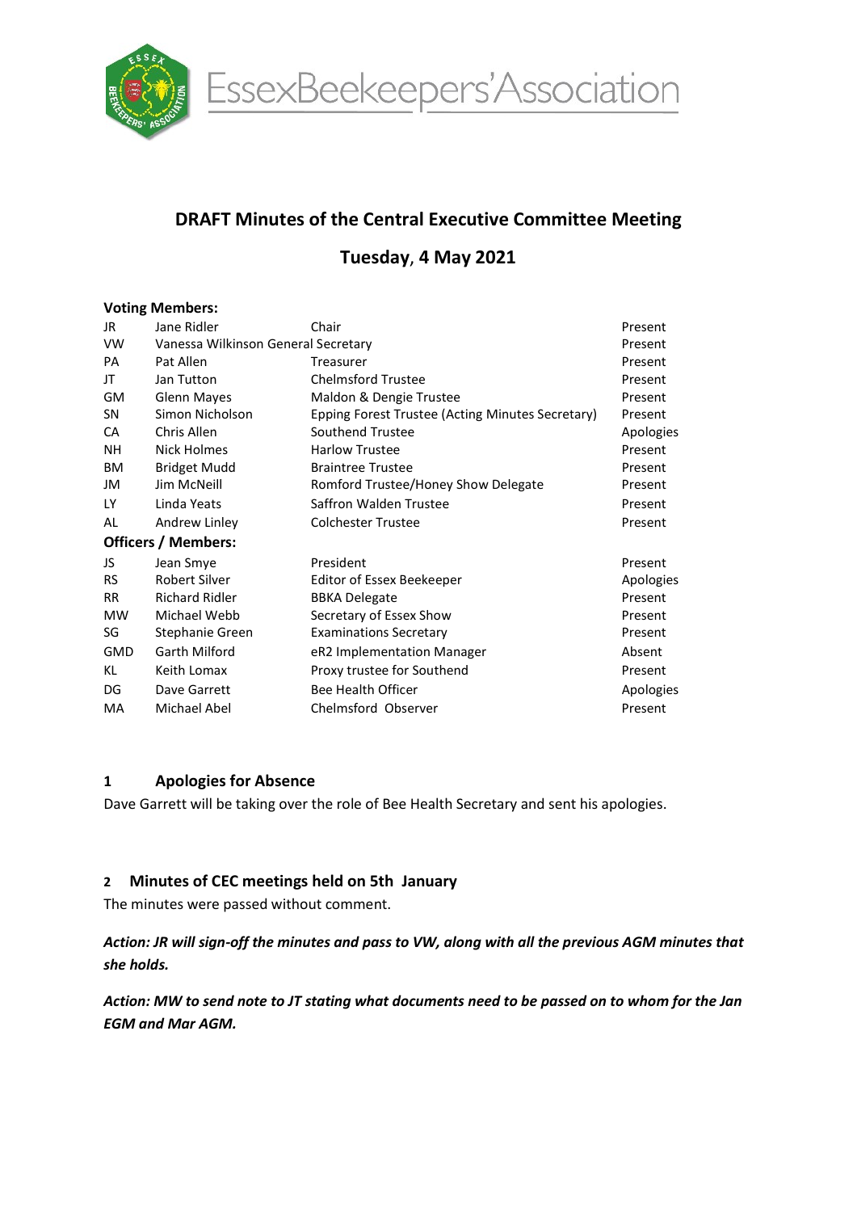EssexBeekeepers'Association

# DRAFT Minutes of the Central Executive Committee Meeting

## Tuesday, 4 May 2021

**Voting Members:**

| | | | |
|---|---|---|---|
| JR | Jane Ridler | Chair | Present |
| VW | Vanessa Wilkinson | General Secretary | Present |
| PA | Pat Allen | Treasurer | Present |
| JT | Jan Tutton | Chelmsford Trustee | Present |
| GM | Glenn Mayes | Maldon & Dengie Trustee | Present |
| SN | Simon Nicholson | Epping Forest Trustee (Acting Minutes Secretary) | Present |
| CA | Chris Allen | Southend Trustee | Apologies |
| NH | Nick Holmes | Harlow Trustee | Present |
| BM | Bridget Mudd | Braintree Trustee | Present |
| JM | Jim McNeill | Romford Trustee/Honey Show Delegate | Present |
| LY | Linda Yeats | Saffron Walden Trustee | Present |
| AL | Andrew Linley | Colchester Trustee | Present |

**Officers / Members:**

| | | | |
|---|---|---|---|
| JS | Jean Smye | President | Present |
| RS | Robert Silver | Editor of Essex Beekeeper | Apologies |
| RR | Richard Ridler | BBKA Delegate | Present |
| MW | Michael Webb | Secretary of Essex Show | Present |
| SG | Stephanie Green | Examinations Secretary | Present |
| GMD | Garth Milford | eR2 Implementation Manager | Absent |
| KL | Keith Lomax | Proxy trustee for Southend | Present |
| DG | Dave Garrett | Bee Health Officer | Apologies |
| MA | Michael Abel | Chelmsford Observer | Present |

### 1 Apologies for Absence

Dave Garrett will be taking over the role of Bee Health Secretary and sent his apologies.

### 2 Minutes of CEC meetings held on 5th January

The minutes were passed without comment.

***Action: JR will sign-off the minutes and pass to VW, along with all the previous AGM minutes that she holds.***

***Action: MW to send note to JT stating what documents need to be passed on to whom for the Jan EGM and Mar AGM.***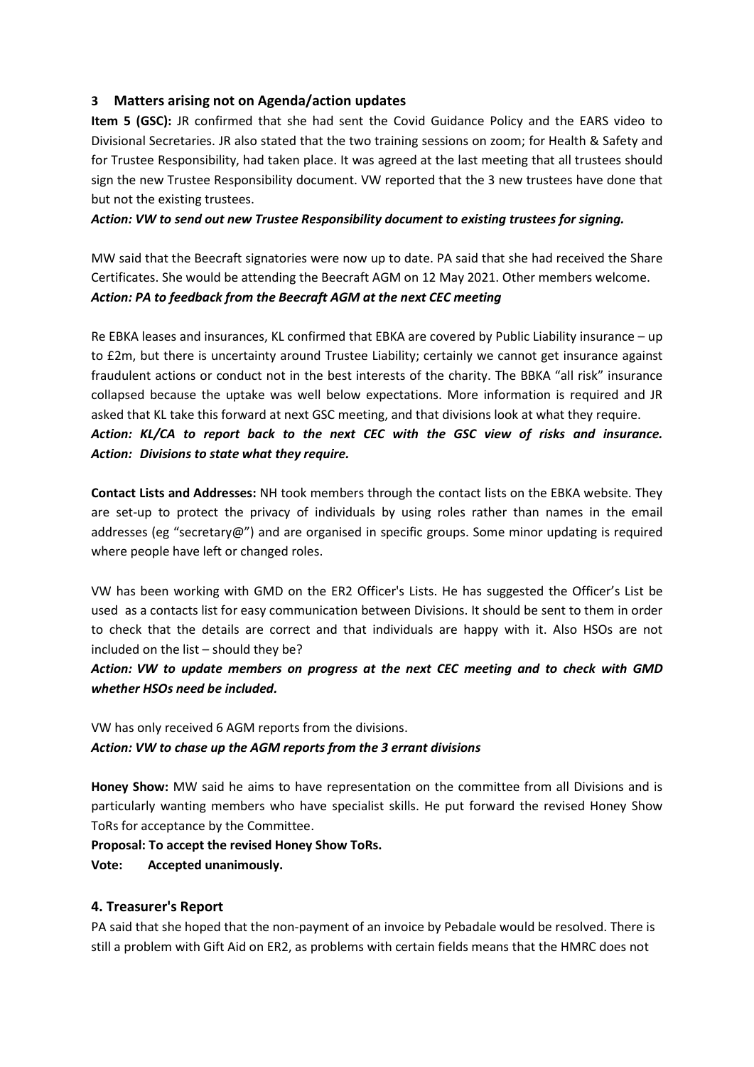## 3 Matters arising not on Agenda/action updates

**Item 5 (GSC):** JR confirmed that she had sent the Covid Guidance Policy and the EARS video to Divisional Secretaries. JR also stated that the two training sessions on zoom; for Health & Safety and for Trustee Responsibility, had taken place. It was agreed at the last meeting that all trustees should sign the new Trustee Responsibility document. VW reported that the 3 new trustees have done that but not the existing trustees.

***Action: VW to send out new Trustee Responsibility document to existing trustees for signing.***

MW said that the Beecraft signatories were now up to date. PA said that she had received the Share Certificates. She would be attending the Beecraft AGM on 12 May 2021. Other members welcome.
***Action: PA to feedback from the Beecraft AGM at the next CEC meeting***

Re EBKA leases and insurances, KL confirmed that EBKA are covered by Public Liability insurance – up to £2m, but there is uncertainty around Trustee Liability; certainly we cannot get insurance against fraudulent actions or conduct not in the best interests of the charity. The BBKA "all risk" insurance collapsed because the uptake was well below expectations. More information is required and JR asked that KL take this forward at next GSC meeting, and that divisions look at what they require.
***Action: KL/CA to report back to the next CEC with the GSC view of risks and insurance.***
***Action: Divisions to state what they require.***

**Contact Lists and Addresses:** NH took members through the contact lists on the EBKA website. They are set-up to protect the privacy of individuals by using roles rather than names in the email addresses (eg "secretary@") and are organised in specific groups. Some minor updating is required where people have left or changed roles.

VW has been working with GMD on the ER2 Officer's Lists. He has suggested the Officer's List be used as a contacts list for easy communication between Divisions. It should be sent to them in order to check that the details are correct and that individuals are happy with it. Also HSOs are not included on the list – should they be?

***Action: VW to update members on progress at the next CEC meeting and to check with GMD whether HSOs need be included.***

VW has only received 6 AGM reports from the divisions.
***Action: VW to chase up the AGM reports from the 3 errant divisions***

**Honey Show:** MW said he aims to have representation on the committee from all Divisions and is particularly wanting members who have specialist skills. He put forward the revised Honey Show ToRs for acceptance by the Committee.

**Proposal: To accept the revised Honey Show ToRs.**
**Vote: Accepted unanimously.**

## 4. Treasurer's Report

PA said that she hoped that the non-payment of an invoice by Pebadale would be resolved. There is still a problem with Gift Aid on ER2, as problems with certain fields means that the HMRC does not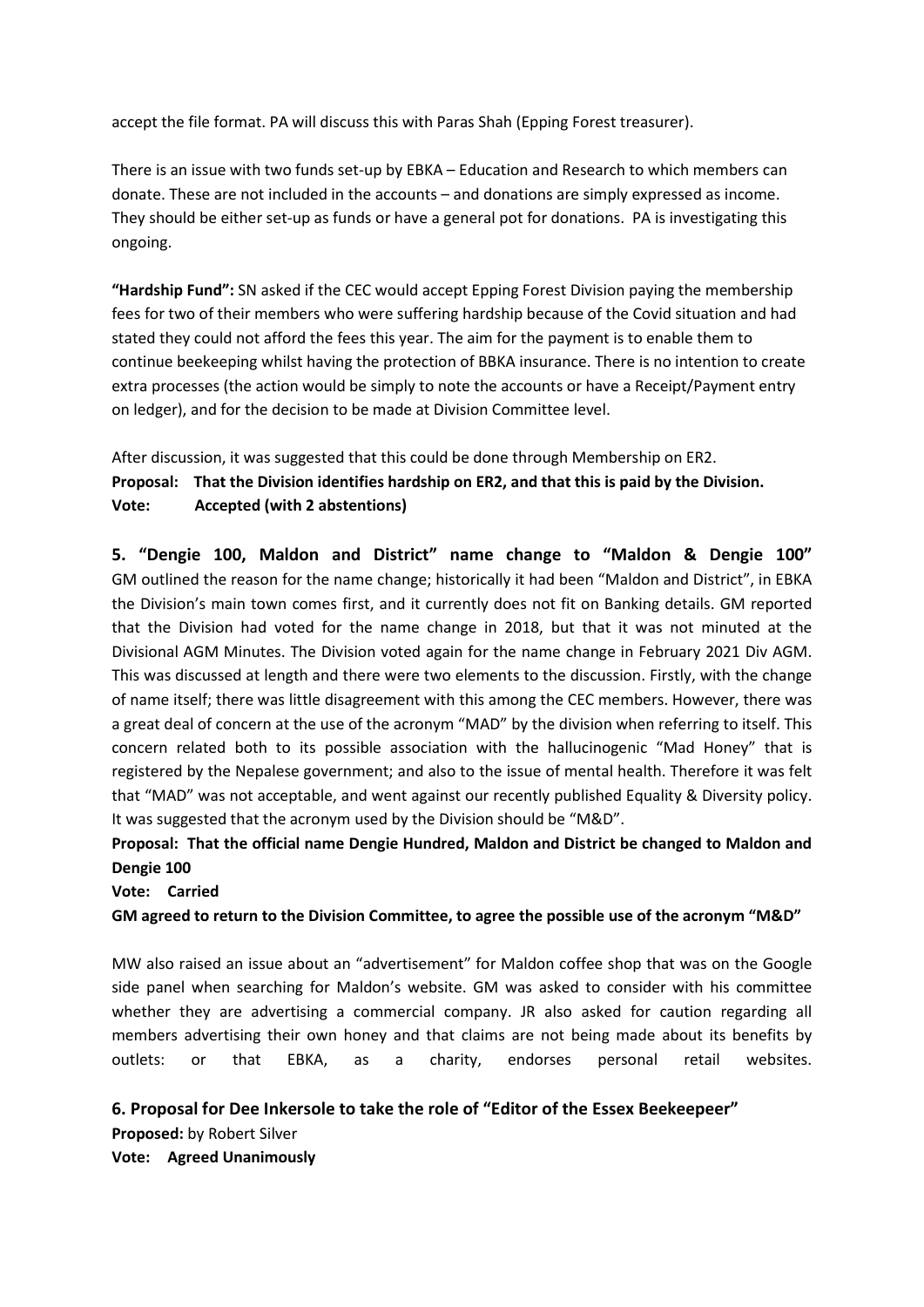accept the file format. PA will discuss this with Paras Shah (Epping Forest treasurer).

There is an issue with two funds set-up by EBKA – Education and Research to which members can donate. These are not included in the accounts – and donations are simply expressed as income. They should be either set-up as funds or have a general pot for donations. PA is investigating this ongoing.

**"Hardship Fund":** SN asked if the CEC would accept Epping Forest Division paying the membership fees for two of their members who were suffering hardship because of the Covid situation and had stated they could not afford the fees this year. The aim for the payment is to enable them to continue beekeeping whilst having the protection of BBKA insurance. There is no intention to create extra processes (the action would be simply to note the accounts or have a Receipt/Payment entry on ledger), and for the decision to be made at Division Committee level.

After discussion, it was suggested that this could be done through Membership on ER2.

**Proposal: That the Division identifies hardship on ER2, and that this is paid by the Division.**
**Vote: Accepted (with 2 abstentions)**

## 5. "Dengie 100, Maldon and District" name change to "Maldon & Dengie 100"

GM outlined the reason for the name change; historically it had been "Maldon and District", in EBKA the Division's main town comes first, and it currently does not fit on Banking details. GM reported that the Division had voted for the name change in 2018, but that it was not minuted at the Divisional AGM Minutes. The Division voted again for the name change in February 2021 Div AGM. This was discussed at length and there were two elements to the discussion. Firstly, with the change of name itself; there was little disagreement with this among the CEC members. However, there was a great deal of concern at the use of the acronym "MAD" by the division when referring to itself. This concern related both to its possible association with the hallucinogenic "Mad Honey" that is registered by the Nepalese government; and also to the issue of mental health. Therefore it was felt that "MAD" was not acceptable, and went against our recently published Equality & Diversity policy. It was suggested that the acronym used by the Division should be "M&D".

**Proposal: That the official name Dengie Hundred, Maldon and District be changed to Maldon and Dengie 100**
**Vote: Carried**
**GM agreed to return to the Division Committee, to agree the possible use of the acronym "M&D"**

MW also raised an issue about an "advertisement" for Maldon coffee shop that was on the Google side panel when searching for Maldon's website. GM was asked to consider with his committee whether they are advertising a commercial company. JR also asked for caution regarding all members advertising their own honey and that claims are not being made about its benefits by outlets: or that EBKA, as a charity, endorses personal retail websites.

## 6. Proposal for Dee Inkersole to take the role of "Editor of the Essex Beekeepeer"

**Proposed:** by Robert Silver
**Vote: Agreed Unanimously**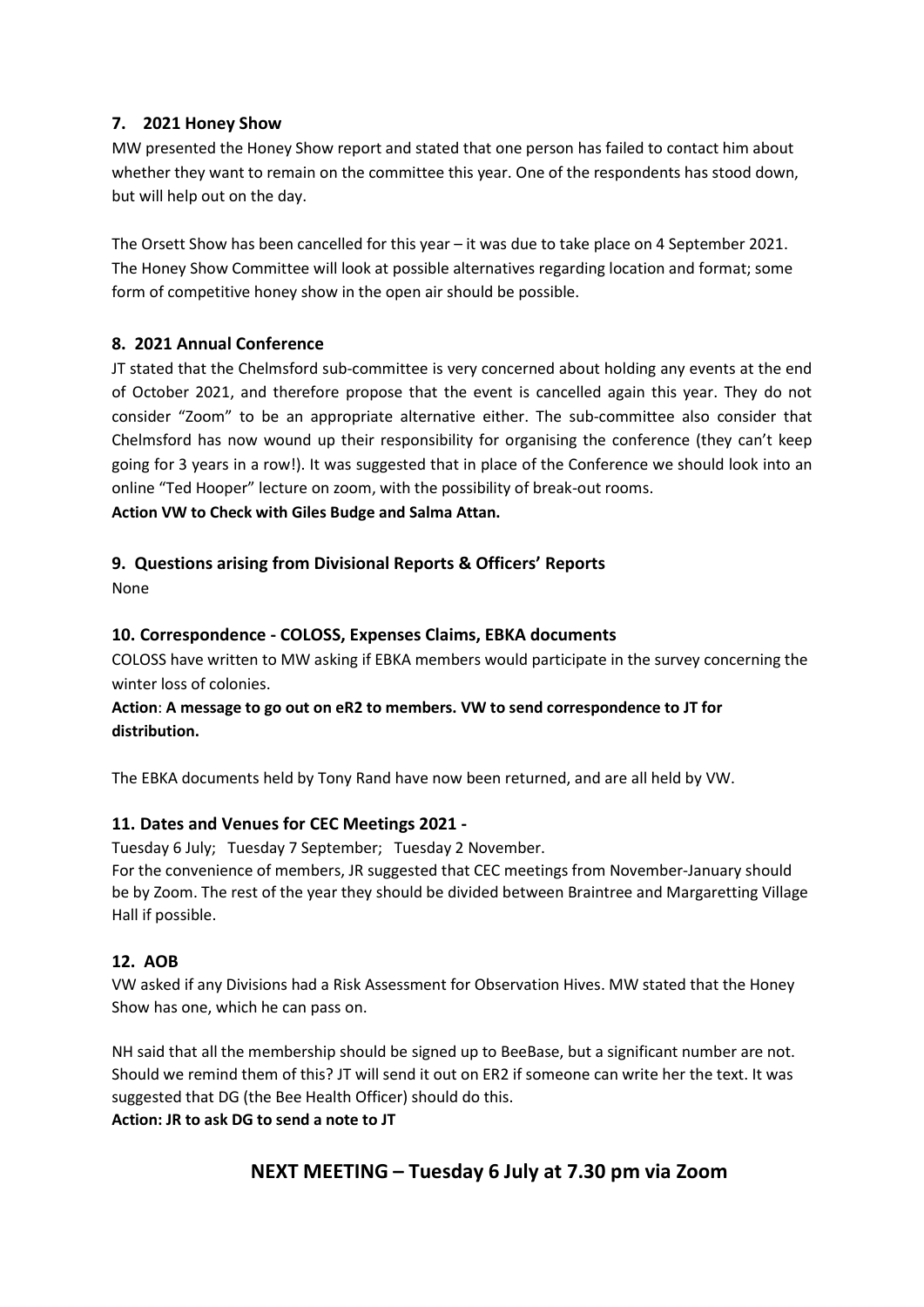## 7. 2021 Honey Show

MW presented the Honey Show report and stated that one person has failed to contact him about whether they want to remain on the committee this year. One of the respondents has stood down, but will help out on the day.

The Orsett Show has been cancelled for this year – it was due to take place on 4 September 2021. The Honey Show Committee will look at possible alternatives regarding location and format; some form of competitive honey show in the open air should be possible.

## 8. 2021 Annual Conference

JT stated that the Chelmsford sub-committee is very concerned about holding any events at the end of October 2021, and therefore propose that the event is cancelled again this year. They do not consider "Zoom" to be an appropriate alternative either. The sub-committee also consider that Chelmsford has now wound up their responsibility for organising the conference (they can't keep going for 3 years in a row!). It was suggested that in place of the Conference we should look into an online "Ted Hooper" lecture on zoom, with the possibility of break-out rooms.

**Action VW to Check with Giles Budge and Salma Attan.**

## 9. Questions arising from Divisional Reports & Officers' Reports

None

## 10. Correspondence - COLOSS, Expenses Claims, EBKA documents

COLOSS have written to MW asking if EBKA members would participate in the survey concerning the winter loss of colonies.

**Action**: **A message to go out on eR2 to members. VW to send correspondence to JT for distribution.**

The EBKA documents held by Tony Rand have now been returned, and are all held by VW.

## 11. Dates and Venues for CEC Meetings 2021 -

Tuesday 6 July; Tuesday 7 September; Tuesday 2 November.

For the convenience of members, JR suggested that CEC meetings from November-January should be by Zoom. The rest of the year they should be divided between Braintree and Margaretting Village Hall if possible.

## 12. AOB

VW asked if any Divisions had a Risk Assessment for Observation Hives. MW stated that the Honey Show has one, which he can pass on.

NH said that all the membership should be signed up to BeeBase, but a significant number are not. Should we remind them of this? JT will send it out on ER2 if someone can write her the text. It was suggested that DG (the Bee Health Officer) should do this.

**Action: JR to ask DG to send a note to JT**

## NEXT MEETING – Tuesday 6 July at 7.30 pm via Zoom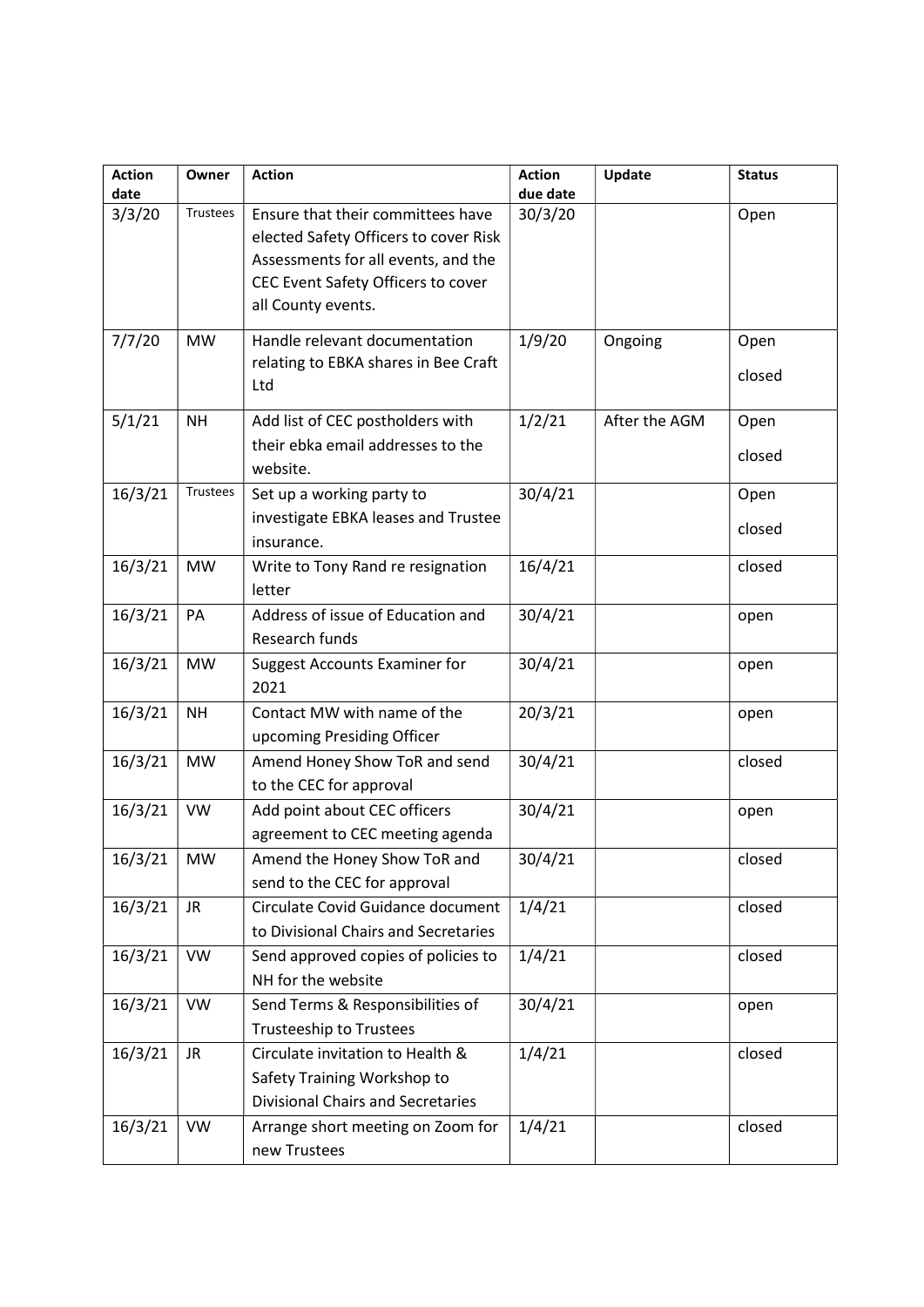| Action date | Owner | Action | Action due date | Update | Status |
|---|---|---|---|---|---|
| 3/3/20 | Trustees | Ensure that their committees have elected Safety Officers to cover Risk Assessments for all events, and the CEC Event Safety Officers to cover all County events. | 30/3/20 | | Open |
| 7/7/20 | MW | Handle relevant documentation relating to EBKA shares in Bee Craft Ltd | 1/9/20 | Ongoing | Open closed |
| 5/1/21 | NH | Add list of CEC postholders with their ebka email addresses to the website. | 1/2/21 | After the AGM | Open closed |
| 16/3/21 | Trustees | Set up a working party to investigate EBKA leases and Trustee insurance. | 30/4/21 | | Open closed |
| 16/3/21 | MW | Write to Tony Rand re resignation letter | 16/4/21 | | closed |
| 16/3/21 | PA | Address of issue of Education and Research funds | 30/4/21 | | open |
| 16/3/21 | MW | Suggest Accounts Examiner for 2021 | 30/4/21 | | open |
| 16/3/21 | NH | Contact MW with name of the upcoming Presiding Officer | 20/3/21 | | open |
| 16/3/21 | MW | Amend Honey Show ToR and send to the CEC for approval | 30/4/21 | | closed |
| 16/3/21 | VW | Add point about CEC officers agreement to CEC meeting agenda | 30/4/21 | | open |
| 16/3/21 | MW | Amend the Honey Show ToR and send to the CEC for approval | 30/4/21 | | closed |
| 16/3/21 | JR | Circulate Covid Guidance document to Divisional Chairs and Secretaries | 1/4/21 | | closed |
| 16/3/21 | VW | Send approved copies of policies to NH for the website | 1/4/21 | | closed |
| 16/3/21 | VW | Send Terms & Responsibilities of Trusteeship to Trustees | 30/4/21 | | open |
| 16/3/21 | JR | Circulate invitation to Health & Safety Training Workshop to Divisional Chairs and Secretaries | 1/4/21 | | closed |
| 16/3/21 | VW | Arrange short meeting on Zoom for new Trustees | 1/4/21 | | closed |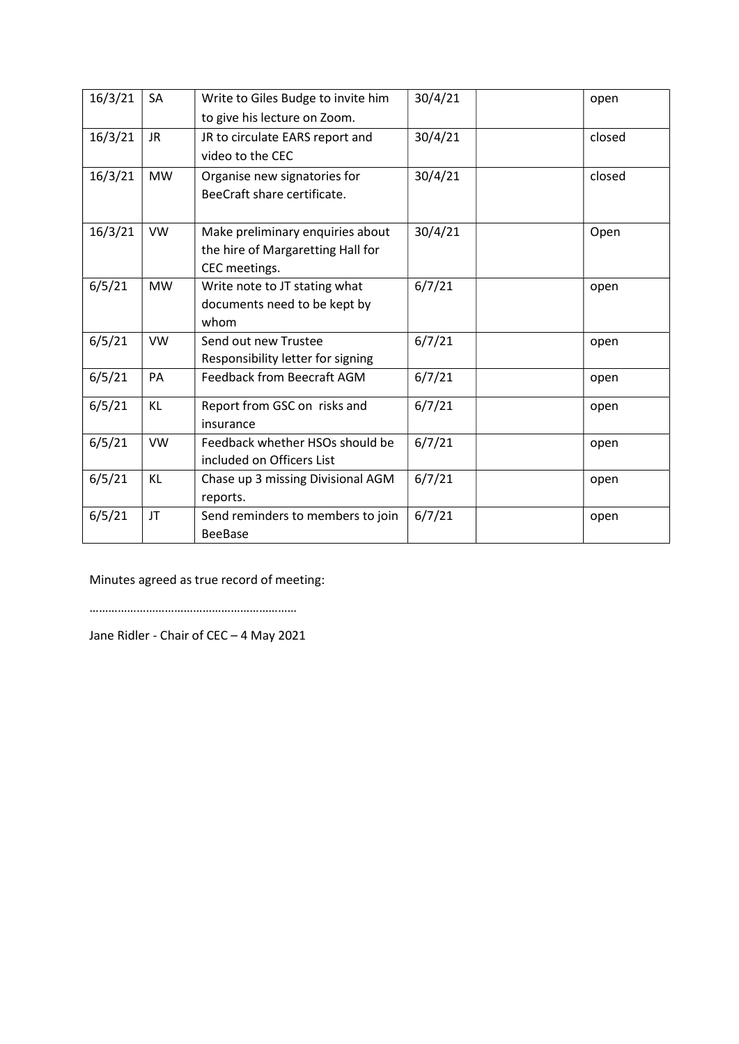| | | | | | |
|---|---|---|---|---|---|
| 16/3/21 | SA | Write to Giles Budge to invite him to give his lecture on Zoom. | 30/4/21 | | open |
| 16/3/21 | JR | JR to circulate EARS report and video to the CEC | 30/4/21 | | closed |
| 16/3/21 | MW | Organise new signatories for BeeCraft share certificate. | 30/4/21 | | closed |
| 16/3/21 | VW | Make preliminary enquiries about the hire of Margaretting Hall for CEC meetings. | 30/4/21 | | Open |
| 6/5/21 | MW | Write note to JT stating what documents need to be kept by whom | 6/7/21 | | open |
| 6/5/21 | VW | Send out new Trustee Responsibility letter for signing | 6/7/21 | | open |
| 6/5/21 | PA | Feedback from Beecraft AGM | 6/7/21 | | open |
| 6/5/21 | KL | Report from GSC on risks and insurance | 6/7/21 | | open |
| 6/5/21 | VW | Feedback whether HSOs should be included on Officers List | 6/7/21 | | open |
| 6/5/21 | KL | Chase up 3 missing Divisional AGM reports. | 6/7/21 | | open |
| 6/5/21 | JT | Send reminders to members to join BeeBase | 6/7/21 | | open |

Minutes agreed as true record of meeting:

…………………………………………………………

Jane Ridler - Chair of CEC – 4 May 2021